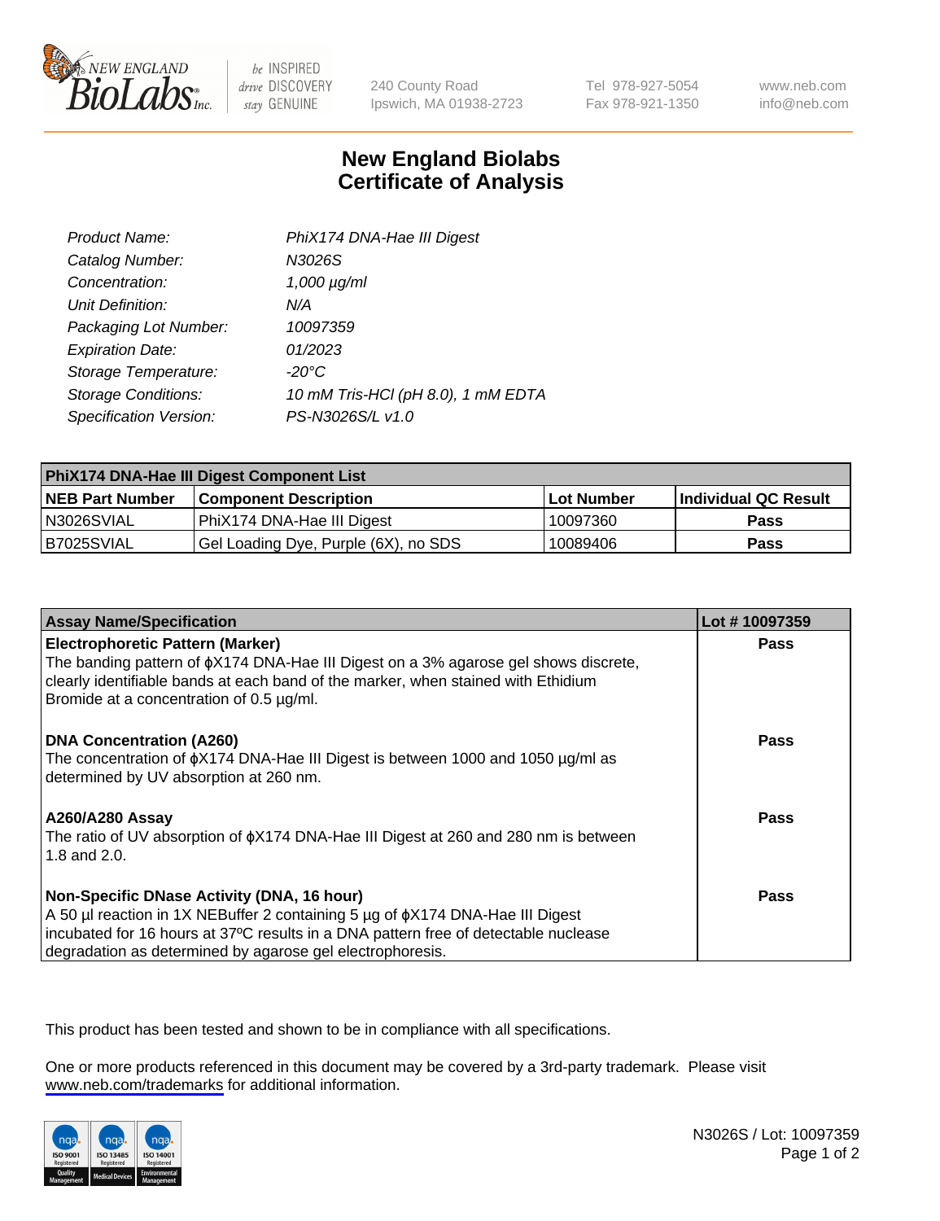New England BioLabs Inc. — be INSPIRED drive DISCOVERY stay GENUINE

240 County Road
Ipswich, MA 01938-2723

Tel 978-927-5054
Fax 978-921-1350

www.neb.com
info@neb.com

# New England Biolabs
# Certificate of Analysis

| | |
|---|---|
| *Product Name:* | *PhiX174 DNA-Hae III Digest* |
| *Catalog Number:* | *N3026S* |
| *Concentration:* | *1,000 µg/ml* |
| *Unit Definition:* | *N/A* |
| *Packaging Lot Number:* | *10097359* |
| *Expiration Date:* | *01/2023* |
| *Storage Temperature:* | *-20°C* |
| *Storage Conditions:* | *10 mM Tris-HCl (pH 8.0), 1 mM EDTA* |
| *Specification Version:* | *PS-N3026S/L v1.0* |

| **PhiX174 DNA-Hae III Digest Component List** | | | |
|---|---|---|---|
| **NEB Part Number** | **Component Description** | **Lot Number** | **Individual QC Result** |
| N3026SVIAL | PhiX174 DNA-Hae III Digest | 10097360 | **Pass** |
| B7025SVIAL | Gel Loading Dye, Purple (6X), no SDS | 10089406 | **Pass** |

| **Assay Name/Specification** | **Lot # 10097359** |
|---|---|
| **Electrophoretic Pattern (Marker)**<br>The banding pattern of ϕX174 DNA-Hae III Digest on a 3% agarose gel shows discrete, clearly identifiable bands at each band of the marker, when stained with Ethidium Bromide at a concentration of 0.5 µg/ml. | **Pass** |
| **DNA Concentration (A260)**<br>The concentration of ϕX174 DNA-Hae III Digest is between 1000 and 1050 µg/ml as determined by UV absorption at 260 nm. | **Pass** |
| **A260/A280 Assay**<br>The ratio of UV absorption of ϕX174 DNA-Hae III Digest at 260 and 280 nm is between 1.8 and 2.0. | **Pass** |
| **Non-Specific DNase Activity (DNA, 16 hour)**<br>A 50 µl reaction in 1X NEBuffer 2 containing 5 µg of ϕX174 DNA-Hae III Digest incubated for 16 hours at 37ºC results in a DNA pattern free of detectable nuclease degradation as determined by agarose gel electrophoresis. | **Pass** |

This product has been tested and shown to be in compliance with all specifications.

One or more products referenced in this document may be covered by a 3rd-party trademark. Please visit www.neb.com/trademarks for additional information.

ISO 9001 Registered Quality Management | ISO 13485 Registered Medical Devices | ISO 14001 Registered Environmental Management

N3026S / Lot: 10097359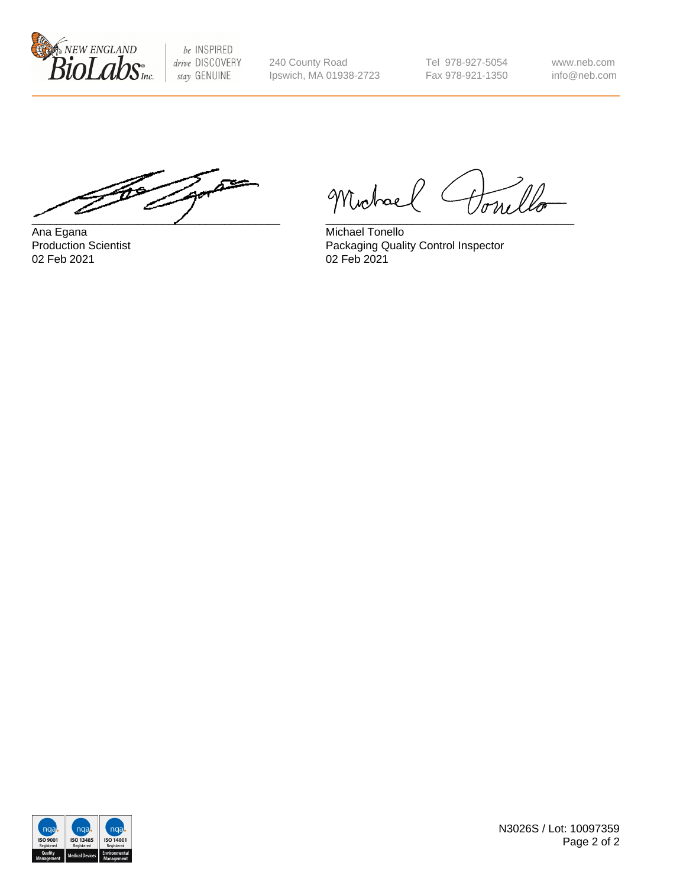Ana Egana
Production Scientist
02 Feb 2021

Michael Tonello
Packaging Quality Control Inspector
02 Feb 2021

N3026S / Lot: 10097359